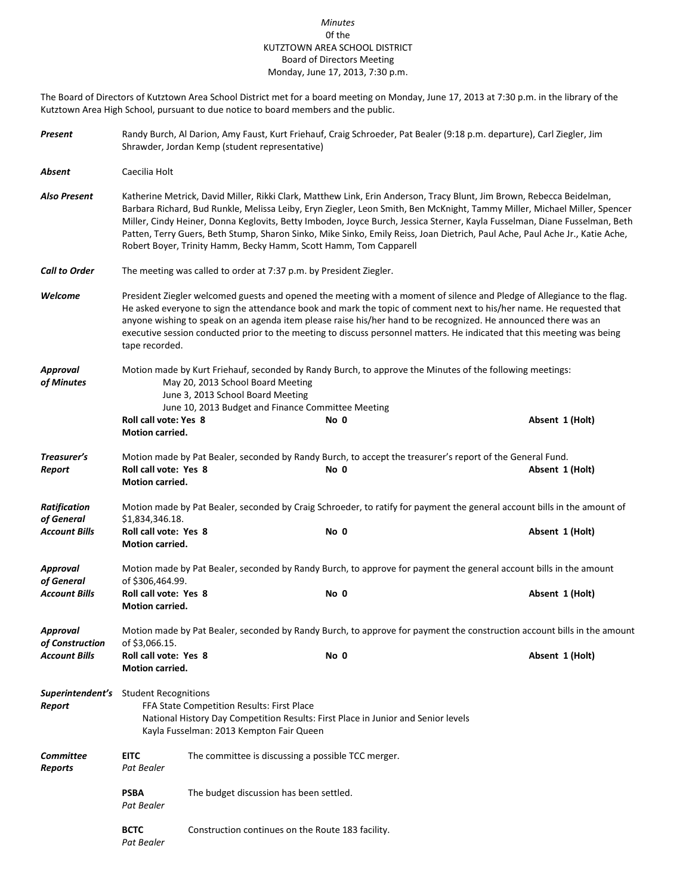*Minutes*
0f the
KUTZTOWN AREA SCHOOL DISTRICT
Board of Directors Meeting
Monday, June 17, 2013, 7:30 p.m.

The Board of Directors of Kutztown Area School District met for a board meeting on Monday, June 17, 2013 at 7:30 p.m. in the library of the Kutztown Area High School, pursuant to due notice to board members and the public.

***Present*** Randy Burch, Al Darion, Amy Faust, Kurt Friehauf, Craig Schroeder, Pat Bealer (9:18 p.m. departure), Carl Ziegler, Jim Shrawder, Jordan Kemp (student representative)

***Absent*** Caecilia Holt

***Also Present*** Katherine Metrick, David Miller, Rikki Clark, Matthew Link, Erin Anderson, Tracy Blunt, Jim Brown, Rebecca Beidelman, Barbara Richard, Bud Runkle, Melissa Leiby, Eryn Ziegler, Leon Smith, Ben McKnight, Tammy Miller, Michael Miller, Spencer Miller, Cindy Heiner, Donna Keglovits, Betty Imboden, Joyce Burch, Jessica Sterner, Kayla Fusselman, Diane Fusselman, Beth Patten, Terry Guers, Beth Stump, Sharon Sinko, Mike Sinko, Emily Reiss, Joan Dietrich, Paul Ache, Paul Ache Jr., Katie Ache, Robert Boyer, Trinity Hamm, Becky Hamm, Scott Hamm, Tom Capparell

***Call to Order*** The meeting was called to order at 7:37 p.m. by President Ziegler.

***Welcome*** President Ziegler welcomed guests and opened the meeting with a moment of silence and Pledge of Allegiance to the flag. He asked everyone to sign the attendance book and mark the topic of comment next to his/her name. He requested that anyone wishing to speak on an agenda item please raise his/her hand to be recognized. He announced there was an executive session conducted prior to the meeting to discuss personnel matters. He indicated that this meeting was being tape recorded.

***Approval of Minutes*** Motion made by Kurt Friehauf, seconded by Randy Burch, to approve the Minutes of the following meetings:
May 20, 2013 School Board Meeting
June 3, 2013 School Board Meeting
June 10, 2013 Budget and Finance Committee Meeting
**Roll call vote: Yes 8** **No 0** **Absent 1 (Holt)**
**Motion carried.**

***Treasurer's Report*** Motion made by Pat Bealer, seconded by Randy Burch, to accept the treasurer's report of the General Fund.
**Roll call vote: Yes 8** **No 0** **Absent 1 (Holt)**
**Motion carried.**

***Ratification of General Account Bills*** Motion made by Pat Bealer, seconded by Craig Schroeder, to ratify for payment the general account bills in the amount of $1,834,346.18.
**Roll call vote: Yes 8** **No 0** **Absent 1 (Holt)**
**Motion carried.**

***Approval of General Account Bills*** Motion made by Pat Bealer, seconded by Randy Burch, to approve for payment the general account bills in the amount of $306,464.99.
**Roll call vote: Yes 8** **No 0** **Absent 1 (Holt)**
**Motion carried.**

***Approval of Construction Account Bills*** Motion made by Pat Bealer, seconded by Randy Burch, to approve for payment the construction account bills in the amount of $3,066.15.
**Roll call vote: Yes 8** **No 0** **Absent 1 (Holt)**
**Motion carried.**

***Superintendent's Report*** Student Recognitions
FFA State Competition Results: First Place
National History Day Competition Results: First Place in Junior and Senior levels
Kayla Fusselman: 2013 Kempton Fair Queen

***Committee Reports***

**EITC** *Pat Bealer* — The committee is discussing a possible TCC merger.

**PSBA** *Pat Bealer* — The budget discussion has been settled.

**BCTC** *Pat Bealer* — Construction continues on the Route 183 facility.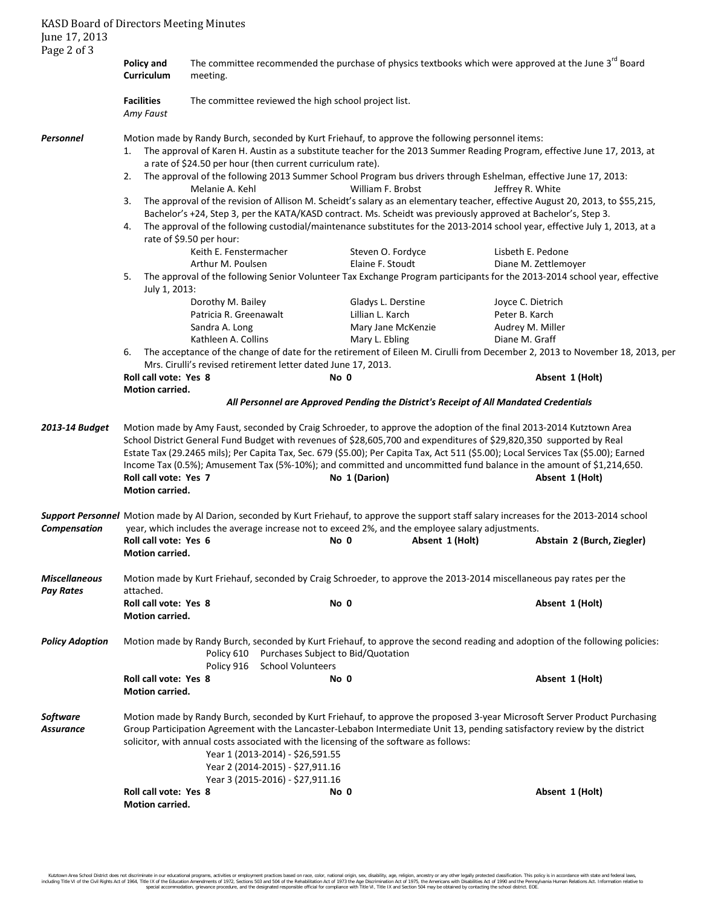**Policy and Curriculum** — The committee recommended the purchase of physics textbooks which were approved at the June 3rd Board meeting.

**Facilities** *Amy Faust* — The committee reviewed the high school project list.

***Personnel***

Motion made by Randy Burch, seconded by Kurt Friehauf, to approve the following personnel items:

1. The approval of Karen H. Austin as a substitute teacher for the 2013 Summer Reading Program, effective June 17, 2013, at a rate of $24.50 per hour (then current curriculum rate).
2. The approval of the following 2013 Summer School Program bus drivers through Eshelman, effective June 17, 2013:

   | | | |
   |---|---|---|
   | Melanie A. Kehl | William F. Brobst | Jeffrey R. White |

3. The approval of the revision of Allison M. Scheidt's salary as an elementary teacher, effective August 20, 2013, to $55,215, Bachelor's +24, Step 3, per the KATA/KASD contract. Ms. Scheidt was previously approved at Bachelor's, Step 3.
4. The approval of the following custodial/maintenance substitutes for the 2013-2014 school year, effective July 1, 2013, at a rate of $9.50 per hour:

   | | | |
   |---|---|---|
   | Keith E. Fenstermacher | Steven O. Fordyce | Lisbeth E. Pedone |
   | Arthur M. Poulsen | Elaine F. Stoudt | Diane M. Zettlemoyer |

5. The approval of the following Senior Volunteer Tax Exchange Program participants for the 2013-2014 school year, effective July 1, 2013:

   | | | |
   |---|---|---|
   | Dorothy M. Bailey | Gladys L. Derstine | Joyce C. Dietrich |
   | Patricia R. Greenawalt | Lillian L. Karch | Peter B. Karch |
   | Sandra A. Long | Mary Jane McKenzie | Audrey M. Miller |
   | Kathleen A. Collins | Mary L. Ebling | Diane M. Graff |

6. The acceptance of the change of date for the retirement of Eileen M. Cirulli from December 2, 2013 to November 18, 2013, per Mrs. Cirulli's revised retirement letter dated June 17, 2013.

**Roll call vote: Yes 8** — **No 0** — **Absent 1 (Holt)**
**Motion carried.**

***All Personnel are Approved Pending the District's Receipt of All Mandated Credentials***

***2013-14 Budget***

Motion made by Amy Faust, seconded by Craig Schroeder, to approve the adoption of the final 2013-2014 Kutztown Area School District General Fund Budget with revenues of $28,605,700 and expenditures of $29,820,350 supported by Real Estate Tax (29.2465 mils); Per Capita Tax, Sec. 679 ($5.00); Per Capita Tax, Act 511 ($5.00); Local Services Tax ($5.00); Earned Income Tax (0.5%); Amusement Tax (5%-10%); and committed and uncommitted fund balance in the amount of $1,214,650.

**Roll call vote: Yes 7** — **No 1 (Darion)** — **Absent 1 (Holt)**
**Motion carried.**

***Support Personnel Compensation***

Motion made by Al Darion, seconded by Kurt Friehauf, to approve the support staff salary increases for the 2013-2014 school year, which includes the average increase not to exceed 2%, and the employee salary adjustments.

**Roll call vote: Yes 6** — **No 0** — **Absent 1 (Holt)** — **Abstain 2 (Burch, Ziegler)**
**Motion carried.**

***Miscellaneous Pay Rates***

Motion made by Kurt Friehauf, seconded by Craig Schroeder, to approve the 2013-2014 miscellaneous pay rates per the attached.

**Roll call vote: Yes 8** — **No 0** — **Absent 1 (Holt)**
**Motion carried.**

***Policy Adoption***

Motion made by Randy Burch, seconded by Kurt Friehauf, to approve the second reading and adoption of the following policies:

- Policy 610 Purchases Subject to Bid/Quotation
- Policy 916 School Volunteers

**Roll call vote: Yes 8** — **No 0** — **Absent 1 (Holt)**
**Motion carried.**

***Software Assurance***

Motion made by Randy Burch, seconded by Kurt Friehauf, to approve the proposed 3-year Microsoft Server Product Purchasing Group Participation Agreement with the Lancaster-Lebanon Intermediate Unit 13, pending satisfactory review by the district solicitor, with annual costs associated with the licensing of the software as follows:

- Year 1 (2013-2014) - $26,591.55
- Year 2 (2014-2015) - $27,911.16
- Year 3 (2015-2016) - $27,911.16

**Roll call vote: Yes 8** — **No 0** — **Absent 1 (Holt)**
**Motion carried.**

Kutztown Area School District does not discriminate in our educational programs, activities or employment practices based on race, color, national origin, sex, disability, age, religion, ancestry or any other legally protected classification. This policy is in accordance with state and federal laws, including Title VI of the Civil Rights Act of 1964, Title IX of the Education Amendments of 1972, Sections 503 and 504 of the Rehabilitation Act of 1973 the Age Discrimination Act of 1975, the Americans with Disabilities Act of 1990 and the Pennsylvania Human Relations Act. Information relative to special accommodation, grievance procedure, and the designated responsible official for compliance with Title VI, Title IX and Section 504 may be obtained by contacting the school district. EOE.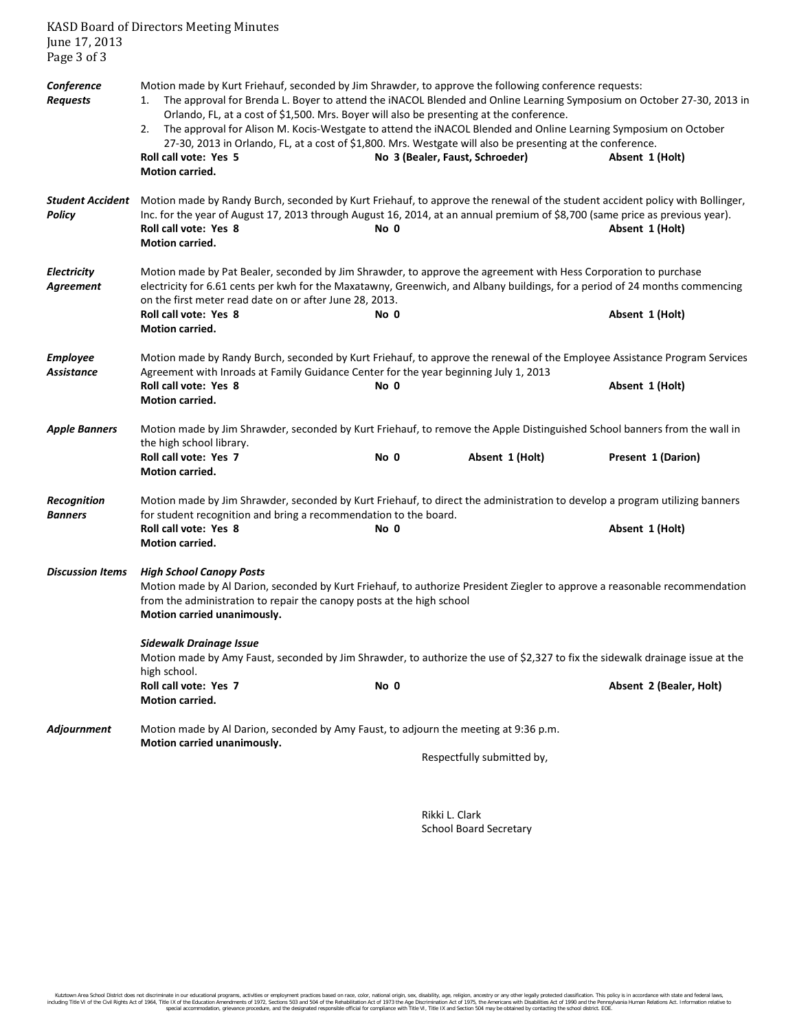***Conference Requests***

Motion made by Kurt Friehauf, seconded by Jim Shrawder, to approve the following conference requests:

1. The approval for Brenda L. Boyer to attend the iNACOL Blended and Online Learning Symposium on October 27-30, 2013 in Orlando, FL, at a cost of $1,500. Mrs. Boyer will also be presenting at the conference.
2. The approval for Alison M. Kocis-Westgate to attend the iNACOL Blended and Online Learning Symposium on October 27-30, 2013 in Orlando, FL, at a cost of $1,800. Mrs. Westgate will also be presenting at the conference.

**Roll call vote: Yes 5** **No 3 (Bealer, Faust, Schroeder)** **Absent 1 (Holt)**
**Motion carried.**

***Student Accident Policy***

Motion made by Randy Burch, seconded by Kurt Friehauf, to approve the renewal of the student accident policy with Bollinger, Inc. for the year of August 17, 2013 through August 16, 2014, at an annual premium of $8,700 (same price as previous year).

**Roll call vote: Yes 8** **No 0** **Absent 1 (Holt)**
**Motion carried.**

***Electricity Agreement***

Motion made by Pat Bealer, seconded by Jim Shrawder, to approve the agreement with Hess Corporation to purchase electricity for 6.61 cents per kwh for the Maxatawny, Greenwich, and Albany buildings, for a period of 24 months commencing on the first meter read date on or after June 28, 2013.

**Roll call vote: Yes 8** **No 0** **Absent 1 (Holt)**
**Motion carried.**

***Employee Assistance***

Motion made by Randy Burch, seconded by Kurt Friehauf, to approve the renewal of the Employee Assistance Program Services Agreement with Inroads at Family Guidance Center for the year beginning July 1, 2013

**Roll call vote: Yes 8** **No 0** **Absent 1 (Holt)**
**Motion carried.**

***Apple Banners***

Motion made by Jim Shrawder, seconded by Kurt Friehauf, to remove the Apple Distinguished School banners from the wall in the high school library.

**Roll call vote: Yes 7** **No 0** **Absent 1 (Holt)** **Present 1 (Darion)**
**Motion carried.**

***Recognition Banners***

Motion made by Jim Shrawder, seconded by Kurt Friehauf, to direct the administration to develop a program utilizing banners for student recognition and bring a recommendation to the board.

**Roll call vote: Yes 8** **No 0** **Absent 1 (Holt)**
**Motion carried.**

***Discussion Items***

***High School Canopy Posts***

Motion made by Al Darion, seconded by Kurt Friehauf, to authorize President Ziegler to approve a reasonable recommendation from the administration to repair the canopy posts at the high school

**Motion carried unanimously.**

***Sidewalk Drainage Issue***

Motion made by Amy Faust, seconded by Jim Shrawder, to authorize the use of $2,327 to fix the sidewalk drainage issue at the high school.

**Roll call vote: Yes 7** **No 0** **Absent 2 (Bealer, Holt)**
**Motion carried.**

***Adjournment***

Motion made by Al Darion, seconded by Amy Faust, to adjourn the meeting at 9:36 p.m.

**Motion carried unanimously.**

Respectfully submitted by,

Rikki L. Clark
School Board Secretary

Kutztown Area School District does not discriminate in our educational programs, activities or employment practices based on race, color, national origin, sex, disability, age, religion, ancestry or any other legally protected classification. This policy is in accordance with state and federal laws, including Title VI of the Civil Rights Act of 1964, Title IX of the Education Amendments of 1972, Sections 503 and 504 of the Rehabilitation Act of 1973 the Age Discrimination Act of 1975, the Americans with Disabilities Act of 1990 and the Pennsylvania Human Relations Act. Information relative to special accommodation, grievance procedure, and the designated responsible official for compliance with Title VI, Title IX and Section 504 may be obtained by contacting the school district. EOE.